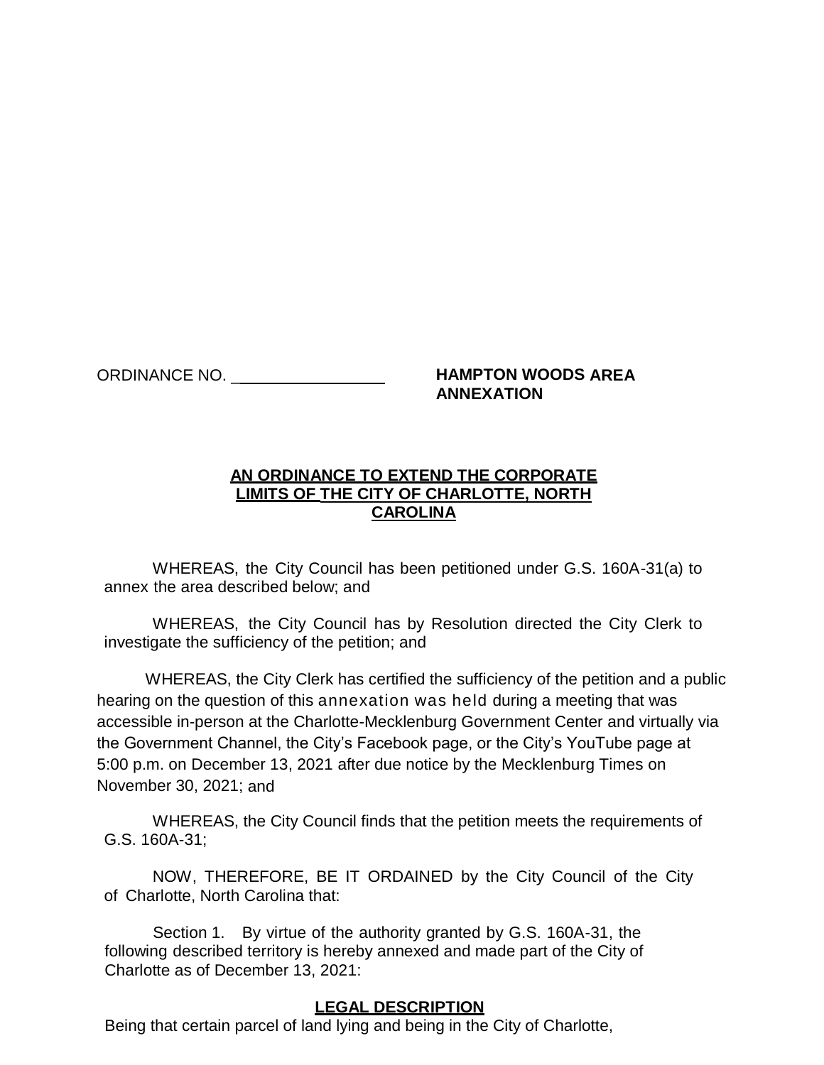ORDINANCE NO. ________________ **HAMPTON WOODS AREA ANNEXATION**

**AN ORDINANCE TO EXTEND THE CORPORATE LIMITS OF THE CITY OF CHARLOTTE, NORTH CAROLINA**

WHEREAS, the City Council has been petitioned under G.S. 160A-31(a) to annex the area described below; and

WHEREAS, the City Council has by Resolution directed the City Clerk to investigate the sufficiency of the petition; and

WHEREAS, the City Clerk has certified the sufficiency of the petition and a public hearing on the question of this annexation was held during a meeting that was accessible in-person at the Charlotte-Mecklenburg Government Center and virtually via the Government Channel, the City's Facebook page, or the City's YouTube page at 5:00 p.m. on December 13, 2021 after due notice by the Mecklenburg Times on November 30, 2021; and

WHEREAS, the City Council finds that the petition meets the requirements of G.S. 160A-31;

NOW, THEREFORE, BE IT ORDAINED by the City Council of the City of Charlotte, North Carolina that:

Section 1. By virtue of the authority granted by G.S. 160A-31, the following described territory is hereby annexed and made part of the City of Charlotte as of December 13, 2021:

**LEGAL DESCRIPTION**

Being that certain parcel of land lying and being in the City of Charlotte,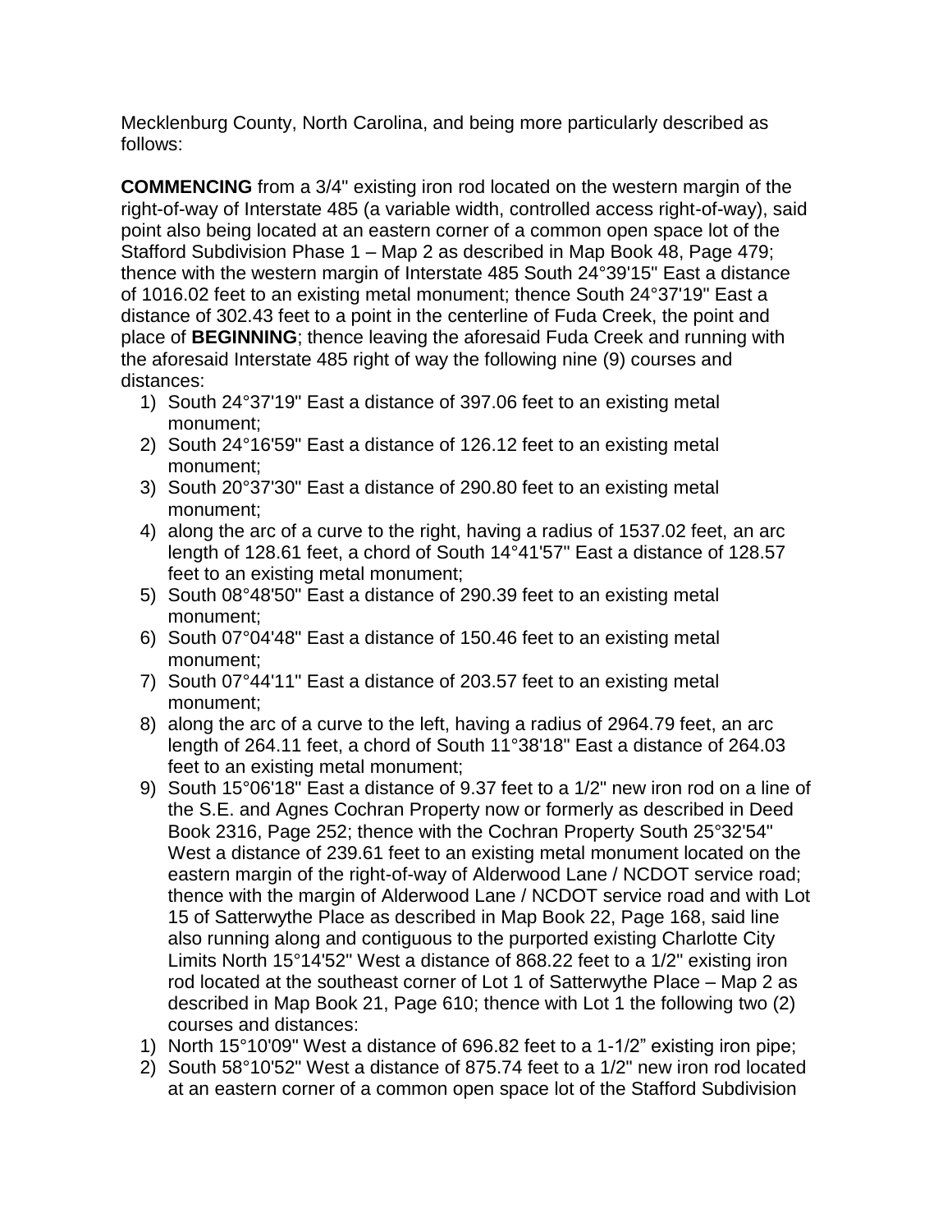Mecklenburg County, North Carolina, and being more particularly described as follows:

**COMMENCING** from a 3/4" existing iron rod located on the western margin of the right-of-way of Interstate 485 (a variable width, controlled access right-of-way), said point also being located at an eastern corner of a common open space lot of the Stafford Subdivision Phase 1 – Map 2 as described in Map Book 48, Page 479; thence with the western margin of Interstate 485 South 24°39'15" East a distance of 1016.02 feet to an existing metal monument; thence South 24°37'19" East a distance of 302.43 feet to a point in the centerline of Fuda Creek, the point and place of **BEGINNING**; thence leaving the aforesaid Fuda Creek and running with the aforesaid Interstate 485 right of way the following nine (9) courses and distances:

1) South 24°37'19" East a distance of 397.06 feet to an existing metal monument;
2) South 24°16'59" East a distance of 126.12 feet to an existing metal monument;
3) South 20°37'30" East a distance of 290.80 feet to an existing metal monument;
4) along the arc of a curve to the right, having a radius of 1537.02 feet, an arc length of 128.61 feet, a chord of South 14°41'57" East a distance of 128.57 feet to an existing metal monument;
5) South 08°48'50" East a distance of 290.39 feet to an existing metal monument;
6) South 07°04'48" East a distance of 150.46 feet to an existing metal monument;
7) South 07°44'11" East a distance of 203.57 feet to an existing metal monument;
8) along the arc of a curve to the left, having a radius of 2964.79 feet, an arc length of 264.11 feet, a chord of South 11°38'18" East a distance of 264.03 feet to an existing metal monument;
9) South 15°06'18" East a distance of 9.37 feet to a 1/2" new iron rod on a line of the S.E. and Agnes Cochran Property now or formerly as described in Deed Book 2316, Page 252; thence with the Cochran Property South 25°32'54" West a distance of 239.61 feet to an existing metal monument located on the eastern margin of the right-of-way of Alderwood Lane / NCDOT service road; thence with the margin of Alderwood Lane / NCDOT service road and with Lot 15 of Satterwythe Place as described in Map Book 22, Page 168, said line also running along and contiguous to the purported existing Charlotte City Limits North 15°14'52" West a distance of 868.22 feet to a 1/2" existing iron rod located at the southeast corner of Lot 1 of Satterwythe Place – Map 2 as described in Map Book 21, Page 610; thence with Lot 1 the following two (2) courses and distances:

1) North 15°10'09" West a distance of 696.82 feet to a 1-1/2" existing iron pipe;
2) South 58°10'52" West a distance of 875.74 feet to a 1/2" new iron rod located at an eastern corner of a common open space lot of the Stafford Subdivision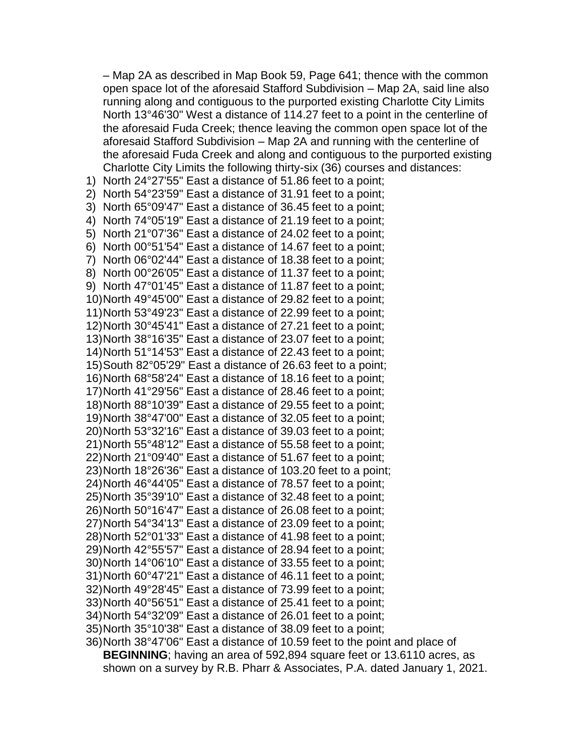– Map 2A as described in Map Book 59, Page 641; thence with the common open space lot of the aforesaid Stafford Subdivision – Map 2A, said line also running along and contiguous to the purported existing Charlotte City Limits North 13°46'30" West a distance of 114.27 feet to a point in the centerline of the aforesaid Fuda Creek; thence leaving the common open space lot of the aforesaid Stafford Subdivision – Map 2A and running with the centerline of the aforesaid Fuda Creek and along and contiguous to the purported existing Charlotte City Limits the following thirty-six (36) courses and distances:

1) North 24°27'55" East a distance of 51.86 feet to a point;
2) North 54°23'59" East a distance of 31.91 feet to a point;
3) North 65°09'47" East a distance of 36.45 feet to a point;
4) North 74°05'19" East a distance of 21.19 feet to a point;
5) North 21°07'36" East a distance of 24.02 feet to a point;
6) North 00°51'54" East a distance of 14.67 feet to a point;
7) North 06°02'44" East a distance of 18.38 feet to a point;
8) North 00°26'05" East a distance of 11.37 feet to a point;
9) North 47°01'45" East a distance of 11.87 feet to a point;
10) North 49°45'00" East a distance of 29.82 feet to a point;
11) North 53°49'23" East a distance of 22.99 feet to a point;
12) North 30°45'41" East a distance of 27.21 feet to a point;
13) North 38°16'35" East a distance of 23.07 feet to a point;
14) North 51°14'53" East a distance of 22.43 feet to a point;
15) South 82°05'29" East a distance of 26.63 feet to a point;
16) North 68°58'24" East a distance of 18.16 feet to a point;
17) North 41°29'56" East a distance of 28.46 feet to a point;
18) North 88°10'39" East a distance of 29.55 feet to a point;
19) North 38°47'00" East a distance of 32.05 feet to a point;
20) North 53°32'16" East a distance of 39.03 feet to a point;
21) North 55°48'12" East a distance of 55.58 feet to a point;
22) North 21°09'40" East a distance of 51.67 feet to a point;
23) North 18°26'36" East a distance of 103.20 feet to a point;
24) North 46°44'05" East a distance of 78.57 feet to a point;
25) North 35°39'10" East a distance of 32.48 feet to a point;
26) North 50°16'47" East a distance of 26.08 feet to a point;
27) North 54°34'13" East a distance of 23.09 feet to a point;
28) North 52°01'33" East a distance of 41.98 feet to a point;
29) North 42°55'57" East a distance of 28.94 feet to a point;
30) North 14°06'10" East a distance of 33.55 feet to a point;
31) North 60°47'21" East a distance of 46.11 feet to a point;
32) North 49°28'45" East a distance of 73.99 feet to a point;
33) North 40°56'51" East a distance of 25.41 feet to a point;
34) North 54°32'09" East a distance of 26.01 feet to a point;
35) North 35°10'38" East a distance of 38.09 feet to a point;
36) North 38°47'06" East a distance of 10.59 feet to the point and place of **BEGINNING**; having an area of 592,894 square feet or 13.6110 acres, as shown on a survey by R.B. Pharr & Associates, P.A. dated January 1, 2021.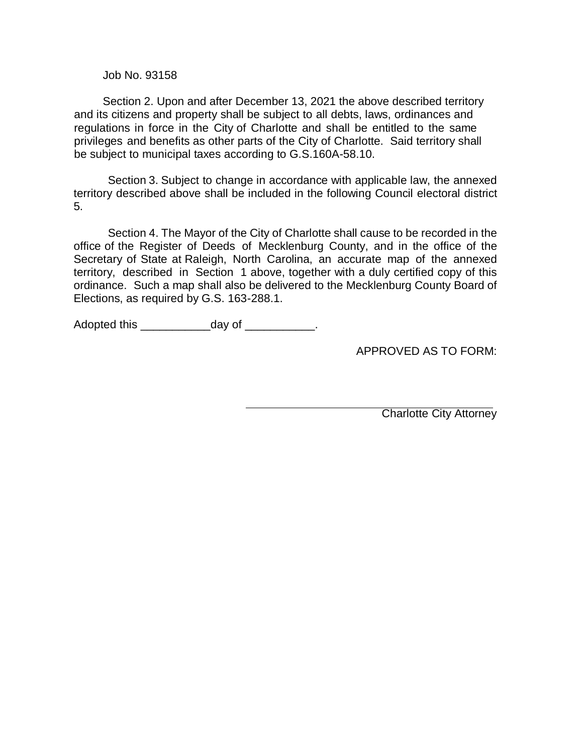Job No. 93158

Section 2. Upon and after December 13, 2021 the above described territory and its citizens and property shall be subject to all debts, laws, ordinances and regulations in force in the City of Charlotte and shall be entitled to the same privileges and benefits as other parts of the City of Charlotte. Said territory shall be subject to municipal taxes according to G.S.160A-58.10.

Section 3. Subject to change in accordance with applicable law, the annexed territory described above shall be included in the following Council electoral district 5.

Section 4. The Mayor of the City of Charlotte shall cause to be recorded in the office of the Register of Deeds of Mecklenburg County, and in the office of the Secretary of State at Raleigh, North Carolina, an accurate map of the annexed territory, described in Section 1 above, together with a duly certified copy of this ordinance. Such a map shall also be delivered to the Mecklenburg County Board of Elections, as required by G.S. 163-288.1.

Adopted this ___________day of ___________.

APPROVED AS TO FORM:

_______________________________

Charlotte City Attorney